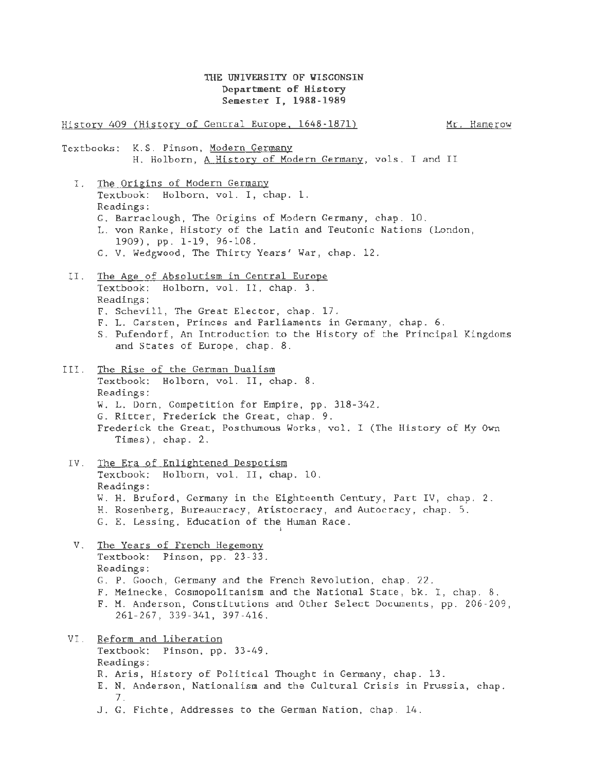**THE UNIVERSITY OF WISCONSIN**
**Department of History**
**Semester I, 1988-1989**

History 409 (History of Central Europe, 1648-1871) — Mr. Hamerow

Textbooks: K.S. Pinson, Modern Germany
H. Holborn, A History of Modern Germany, vols. I and II

I. The Origins of Modern Germany
Textbook: Holborn, vol. I, chap. 1.
Readings:
G. Barraclough, The Origins of Modern Germany, chap. 10.
L. von Ranke, History of the Latin and Teutonic Nations (London, 1909), pp. 1-19, 96-108.
C. V. Wedgwood, The Thirty Years' War, chap. 12.

II. The Age of Absolutism in Central Europe
Textbook: Holborn, vol. II, chap. 3.
Readings:
F. Schevill, The Great Elector, chap. 17.
F. L. Carsten, Princes and Parliaments in Germany, chap. 6.
S. Pufendorf, An Introduction to the History of the Principal Kingdoms and States of Europe, chap. 8.

III. The Rise of the German Dualism
Textbook: Holborn, vol. II, chap. 8.
Readings:
W. L. Dorn, Competition for Empire, pp. 318-342.
G. Ritter, Frederick the Great, chap. 9.
Frederick the Great, Posthumous Works, vol. I (The History of My Own Times), chap. 2.

IV. The Era of Enlightened Despotism
Textbook: Holborn, vol. II, chap. 10.
Readings:
W. H. Bruford, Germany in the Eighteenth Century, Part IV, chap. 2.
H. Rosenberg, Bureaucracy, Aristocracy, and Autocracy, chap. 5.
G. E. Lessing, Education of the Human Race.

V. The Years of French Hegemony
Textbook: Pinson, pp. 23-33.
Readings:
G. P. Gooch, Germany and the French Revolution, chap. 22.
F. Meinecke, Cosmopolitanism and the National State, bk. I, chap. 8.
F. M. Anderson, Constitutions and Other Select Documents, pp. 206-209, 261-267, 339-341, 397-416.

VI. Reform and Liberation
Textbook: Pinson, pp. 33-49.
Readings:
R. Aris, History of Political Thought in Germany, chap. 13.
E. N. Anderson, Nationalism and the Cultural Crisis in Prussia, chap. 7.
J. G. Fichte, Addresses to the German Nation, chap. 14.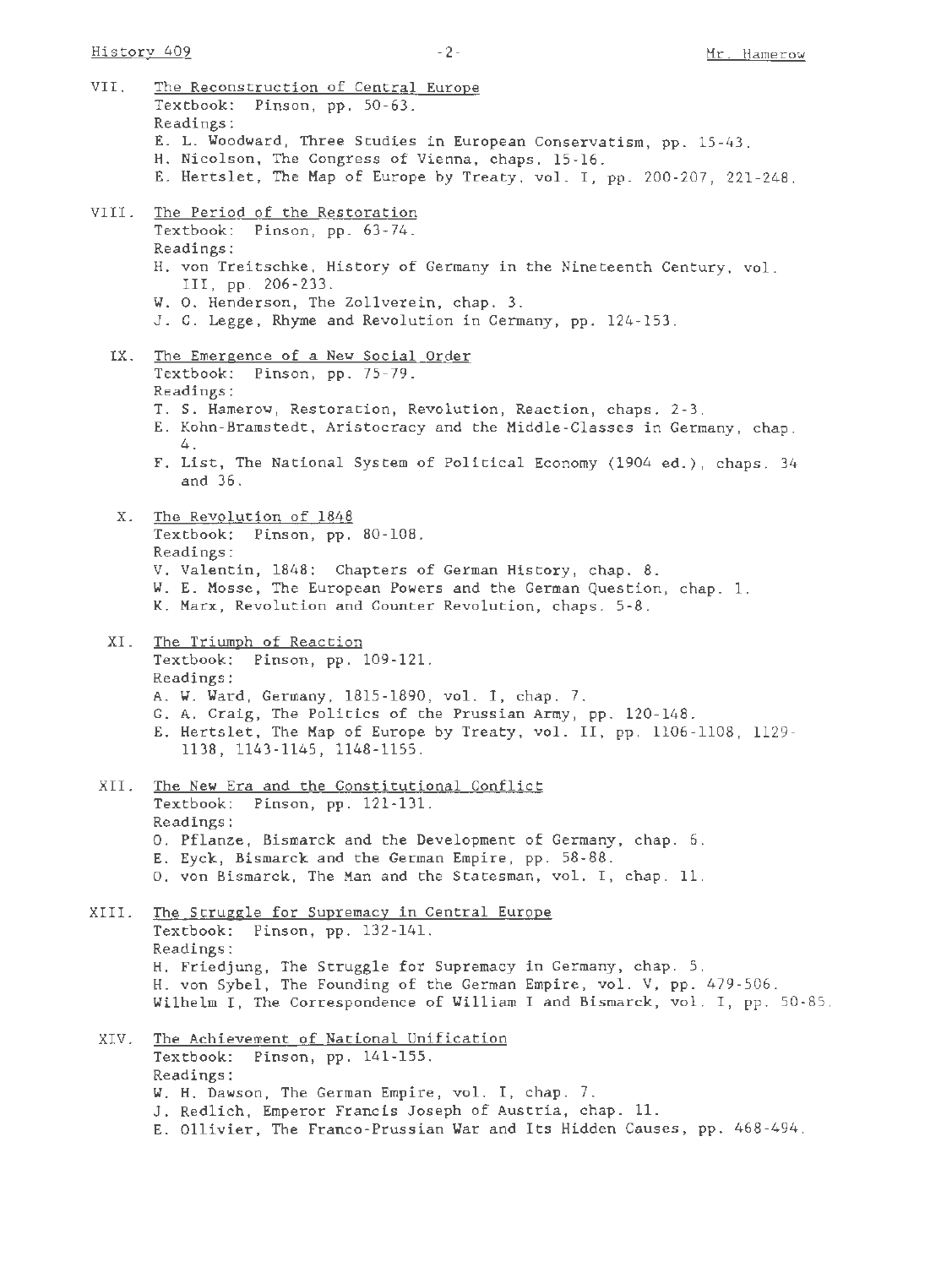VII. The Reconstruction of Central Europe
Textbook: Pinson, pp. 50-63.
Readings:
E. L. Woodward, Three Studies in European Conservatism, pp. 15-43.
H. Nicolson, The Congress of Vienna, chaps. 15-16.
E. Hertslet, The Map of Europe by Treaty, vol. I, pp. 200-207, 221-248.

VIII. The Period of the Restoration
Textbook: Pinson, pp. 63-74.
Readings:
H. von Treitschke, History of Germany in the Nineteenth Century, vol. III, pp. 206-233.
W. O. Henderson, The Zollverein, chap. 3.
J. G. Legge, Rhyme and Revolution in Germany, pp. 124-153.

IX. The Emergence of a New Social Order
Textbook: Pinson, pp. 75-79.
Readings:
T. S. Hamerow, Restoration, Revolution, Reaction, chaps. 2-3.
E. Kohn-Bramstedt, Aristocracy and the Middle-Classes in Germany, chap. 4.
F. List, The National System of Political Economy (1904 ed.), chaps. 34 and 36.

X. The Revolution of 1848
Textbook: Pinson, pp. 80-108.
Readings:
V. Valentin, 1848: Chapters of German History, chap. 8.
W. E. Mosse, The European Powers and the German Question, chap. 1.
K. Marx, Revolution and Counter Revolution, chaps. 5-8.

XI. The Triumph of Reaction
Textbook: Pinson, pp. 109-121.
Readings:
A. W. Ward, Germany, 1815-1890, vol. I, chap. 7.
G. A. Craig, The Politics of the Prussian Army, pp. 120-148.
E. Hertslet, The Map of Europe by Treaty, vol. II, pp. 1106-1108, 1129-1138, 1143-1145, 1148-1155.

XII. The New Era and the Constitutional Conflict
Textbook: Pinson, pp. 121-131.
Readings:
O. Pflanze, Bismarck and the Development of Germany, chap. 6.
E. Eyck, Bismarck and the German Empire, pp. 58-88.
O. von Bismarck, The Man and the Statesman, vol. I, chap. 11.

XIII. The Struggle for Supremacy in Central Europe
Textbook: Pinson, pp. 132-141.
Readings:
H. Friedjung, The Struggle for Supremacy in Germany, chap. 5.
H. von Sybel, The Founding of the German Empire, vol. V, pp. 479-506.
Wilhelm I, The Correspondence of William I and Bismarck, vol. I, pp. 50-85.

XIV. The Achievement of National Unification
Textbook: Pinson, pp. 141-155.
Readings:
W. H. Dawson, The German Empire, vol. I, chap. 7.
J. Redlich, Emperor Francis Joseph of Austria, chap. 11.
E. Ollivier, The Franco-Prussian War and Its Hidden Causes, pp. 468-494.